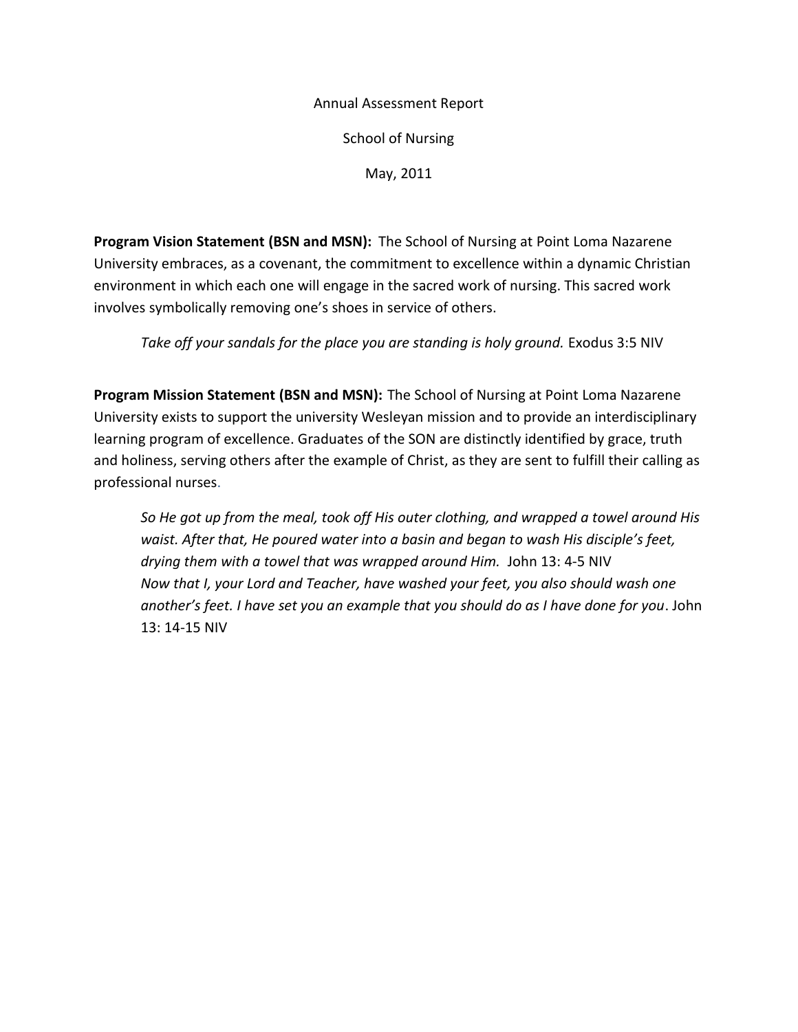Annual Assessment Report

School of Nursing

May, 2011

**Program Vision Statement (BSN and MSN):** The School of Nursing at Point Loma Nazarene University embraces, as a covenant, the commitment to excellence within a dynamic Christian environment in which each one will engage in the sacred work of nursing. This sacred work involves symbolically removing one's shoes in service of others.

> *Take off your sandals for the place you are standing is holy ground.* Exodus 3:5 NIV

**Program Mission Statement (BSN and MSN):** The School of Nursing at Point Loma Nazarene University exists to support the university Wesleyan mission and to provide an interdisciplinary learning program of excellence. Graduates of the SON are distinctly identified by grace, truth and holiness, serving others after the example of Christ, as they are sent to fulfill their calling as professional nurses.

> *So He got up from the meal, took off His outer clothing, and wrapped a towel around His waist. After that, He poured water into a basin and began to wash His disciple's feet, drying them with a towel that was wrapped around Him.* John 13: 4-5 NIV
> *Now that I, your Lord and Teacher, have washed your feet, you also should wash one another's feet. I have set you an example that you should do as I have done for you*. John 13: 14-15 NIV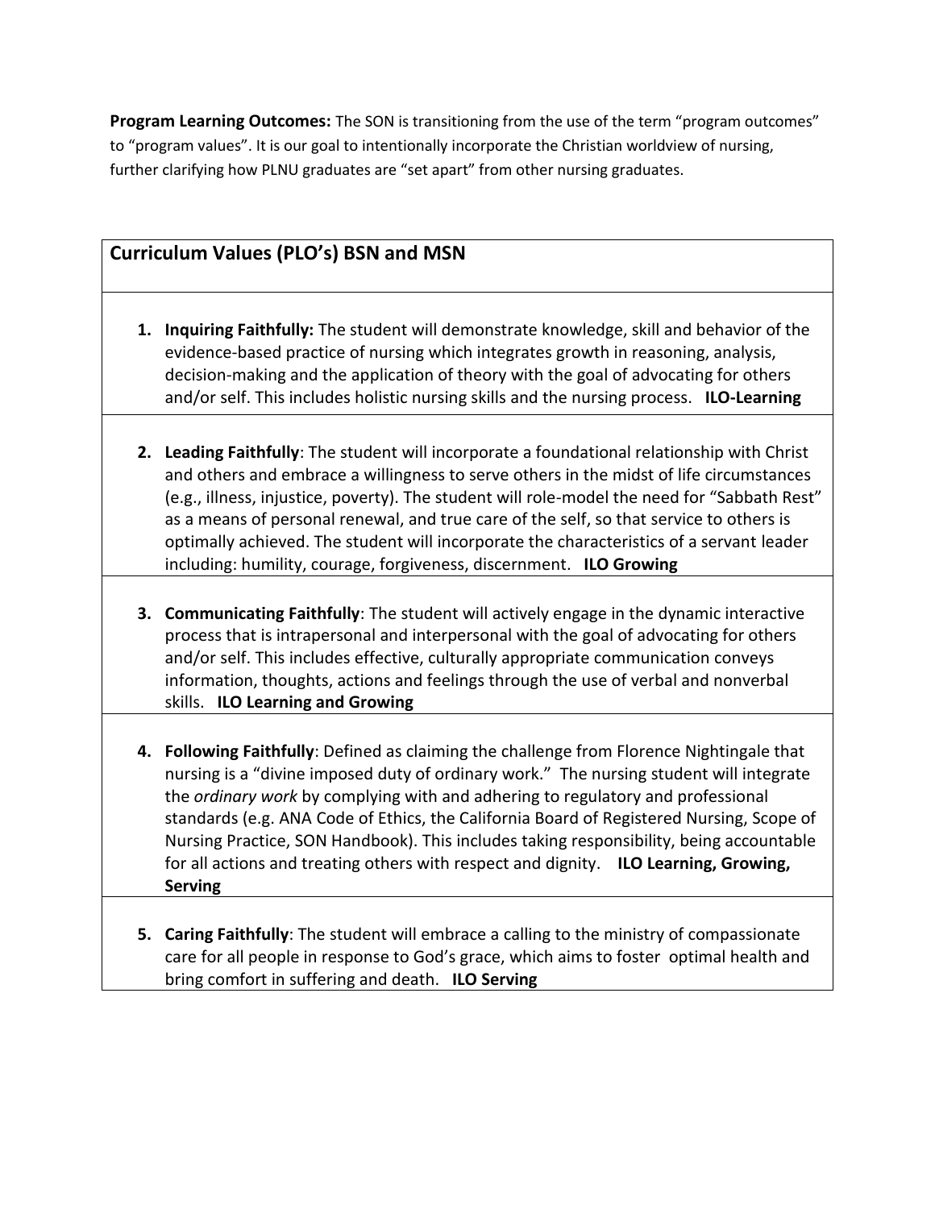**Program Learning Outcomes:** The SON is transitioning from the use of the term "program outcomes" to "program values". It is our goal to intentionally incorporate the Christian worldview of nursing, further clarifying how PLNU graduates are "set apart" from other nursing graduates.

| **Curriculum Values (PLO's) BSN and MSN** |
| --- |
| 1. **Inquiring Faithfully:** The student will demonstrate knowledge, skill and behavior of the evidence-based practice of nursing which integrates growth in reasoning, analysis, decision-making and the application of theory with the goal of advocating for others and/or self. This includes holistic nursing skills and the nursing process. **ILO-Learning** |
| 2. **Leading Faithfully**: The student will incorporate a foundational relationship with Christ and others and embrace a willingness to serve others in the midst of life circumstances (e.g., illness, injustice, poverty). The student will role-model the need for "Sabbath Rest" as a means of personal renewal, and true care of the self, so that service to others is optimally achieved. The student will incorporate the characteristics of a servant leader including: humility, courage, forgiveness, discernment. **ILO Growing** |
| 3. **Communicating Faithfully**: The student will actively engage in the dynamic interactive process that is intrapersonal and interpersonal with the goal of advocating for others and/or self. This includes effective, culturally appropriate communication conveys information, thoughts, actions and feelings through the use of verbal and nonverbal skills. **ILO Learning and Growing** |
| 4. **Following Faithfully**: Defined as claiming the challenge from Florence Nightingale that nursing is a "divine imposed duty of ordinary work." The nursing student will integrate the *ordinary work* by complying with and adhering to regulatory and professional standards (e.g. ANA Code of Ethics, the California Board of Registered Nursing, Scope of Nursing Practice, SON Handbook). This includes taking responsibility, being accountable for all actions and treating others with respect and dignity. **ILO Learning, Growing, Serving** |
| 5. **Caring Faithfully**: The student will embrace a calling to the ministry of compassionate care for all people in response to God's grace, which aims to foster optimal health and bring comfort in suffering and death. **ILO Serving** |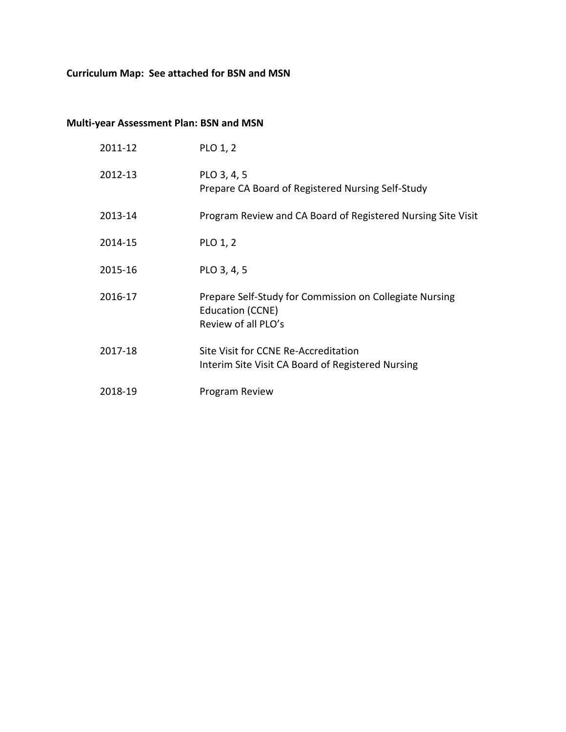**Curriculum Map: See attached for BSN and MSN**

**Multi-year Assessment Plan: BSN and MSN**

| | |
|---|---|
| 2011-12 | PLO 1, 2 |
| 2012-13 | PLO 3, 4, 5<br>Prepare CA Board of Registered Nursing Self-Study |
| 2013-14 | Program Review and CA Board of Registered Nursing Site Visit |
| 2014-15 | PLO 1, 2 |
| 2015-16 | PLO 3, 4, 5 |
| 2016-17 | Prepare Self-Study for Commission on Collegiate Nursing Education (CCNE)<br>Review of all PLO's |
| 2017-18 | Site Visit for CCNE Re-Accreditation<br>Interim Site Visit CA Board of Registered Nursing |
| 2018-19 | Program Review |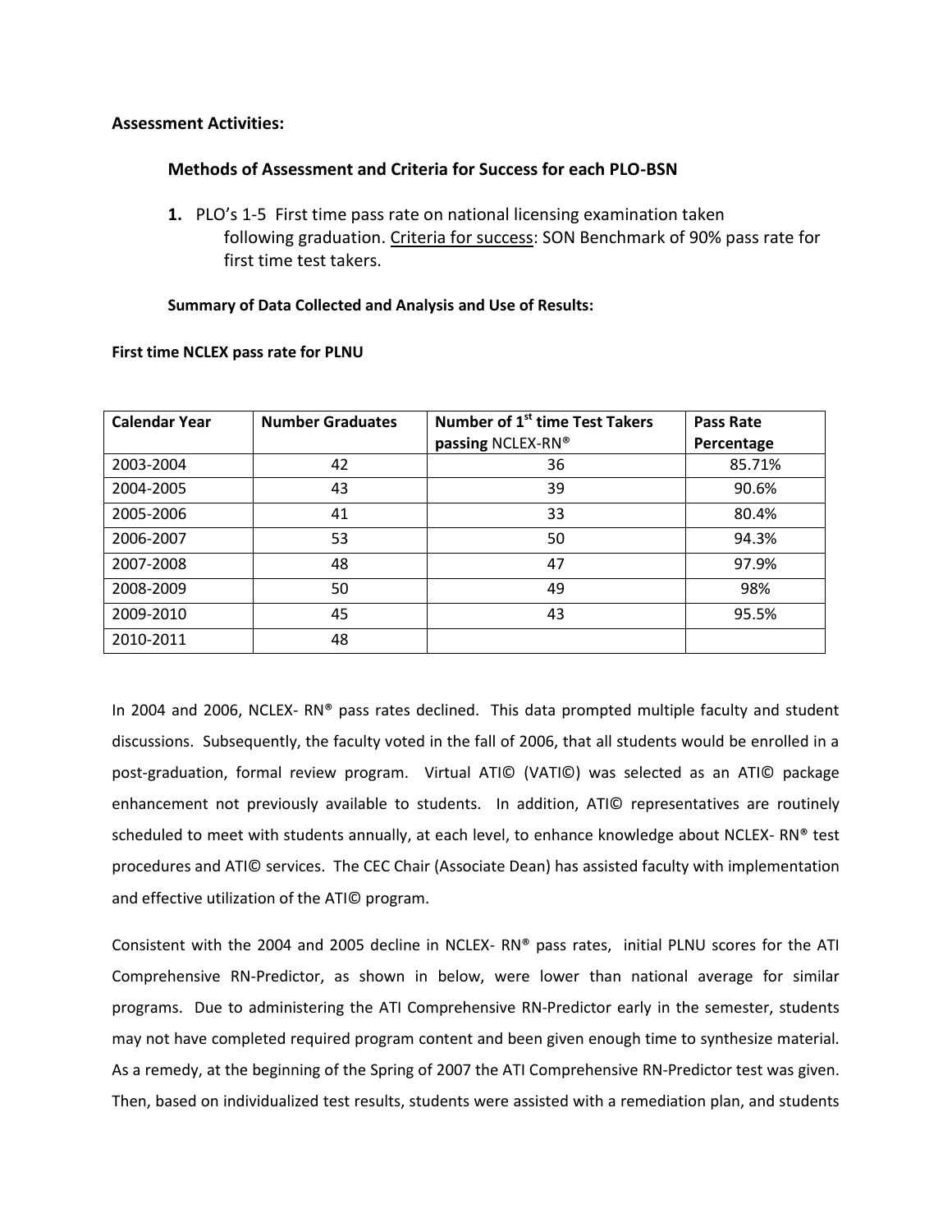**Assessment Activities:**

**Methods of Assessment and Criteria for Success for each PLO-BSN**

1. PLO's 1-5 First time pass rate on national licensing examination taken following graduation. <u>Criteria for success</u>: SON Benchmark of 90% pass rate for first time test takers.

**Summary of Data Collected and Analysis and Use of Results:**

**First time NCLEX pass rate for PLNU**

| Calendar Year | Number Graduates | Number of 1st time Test Takers passing NCLEX-RN® | Pass Rate Percentage |
|---|---|---|---|
| 2003-2004 | 42 | 36 | 85.71% |
| 2004-2005 | 43 | 39 | 90.6% |
| 2005-2006 | 41 | 33 | 80.4% |
| 2006-2007 | 53 | 50 | 94.3% |
| 2007-2008 | 48 | 47 | 97.9% |
| 2008-2009 | 50 | 49 | 98% |
| 2009-2010 | 45 | 43 | 95.5% |
| 2010-2011 | 48 | | |

In 2004 and 2006, NCLEX- RN® pass rates declined. This data prompted multiple faculty and student discussions. Subsequently, the faculty voted in the fall of 2006, that all students would be enrolled in a post-graduation, formal review program. Virtual ATI© (VATI©) was selected as an ATI© package enhancement not previously available to students. In addition, ATI© representatives are routinely scheduled to meet with students annually, at each level, to enhance knowledge about NCLEX- RN® test procedures and ATI© services. The CEC Chair (Associate Dean) has assisted faculty with implementation and effective utilization of the ATI© program.

Consistent with the 2004 and 2005 decline in NCLEX- RN® pass rates, initial PLNU scores for the ATI Comprehensive RN-Predictor, as shown in below, were lower than national average for similar programs. Due to administering the ATI Comprehensive RN-Predictor early in the semester, students may not have completed required program content and been given enough time to synthesize material. As a remedy, at the beginning of the Spring of 2007 the ATI Comprehensive RN-Predictor test was given. Then, based on individualized test results, students were assisted with a remediation plan, and students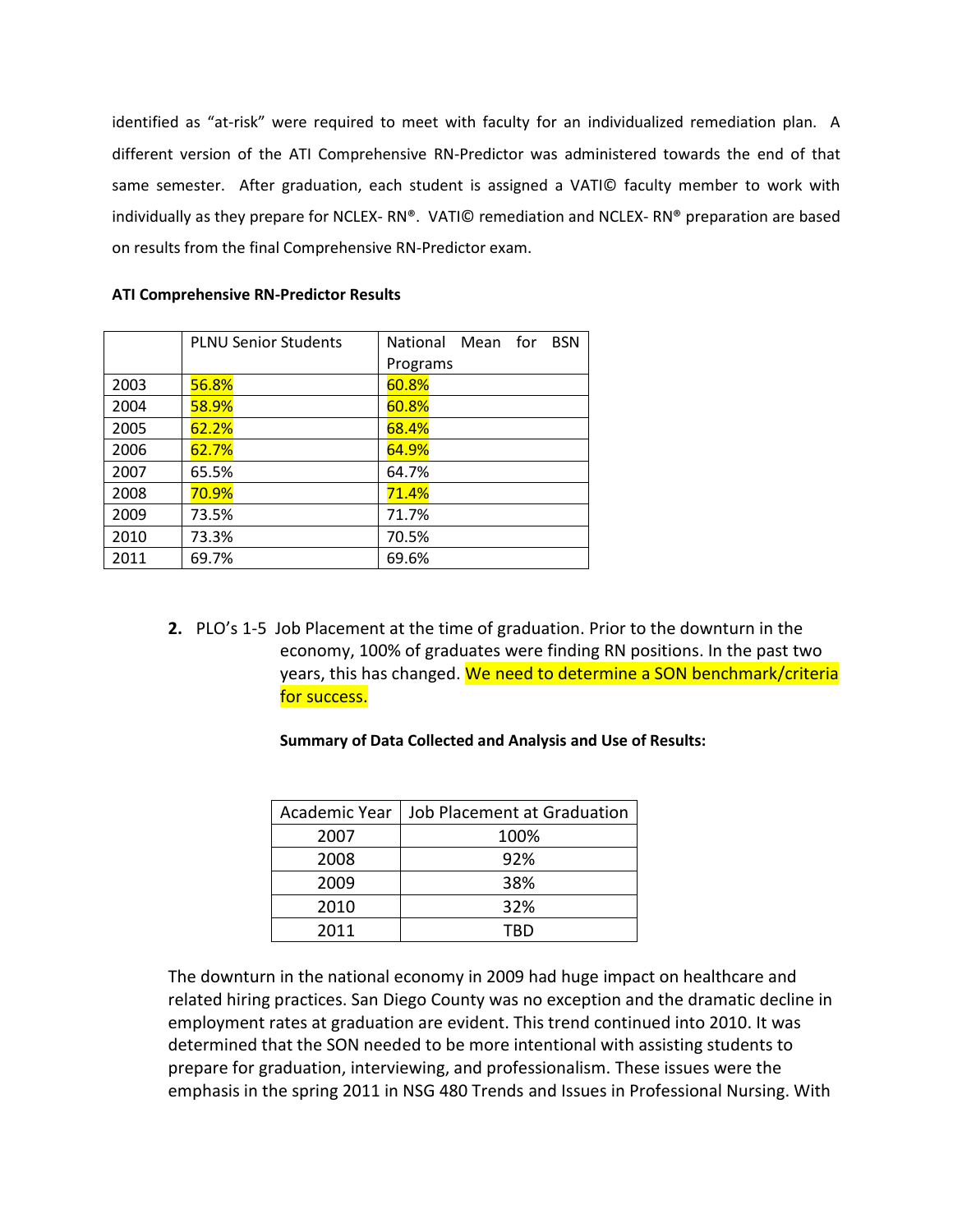identified as "at-risk" were required to meet with faculty for an individualized remediation plan. A different version of the ATI Comprehensive RN-Predictor was administered towards the end of that same semester. After graduation, each student is assigned a VATI© faculty member to work with individually as they prepare for NCLEX- RN®. VATI© remediation and NCLEX- RN® preparation are based on results from the final Comprehensive RN-Predictor exam.

**ATI Comprehensive RN-Predictor Results**

| | PLNU Senior Students | National Mean for BSN Programs |
|---|---|---|
| 2003 | 56.8% | 60.8% |
| 2004 | 58.9% | 60.8% |
| 2005 | 62.2% | 68.4% |
| 2006 | 62.7% | 64.9% |
| 2007 | 65.5% | 64.7% |
| 2008 | 70.9% | 71.4% |
| 2009 | 73.5% | 71.7% |
| 2010 | 73.3% | 70.5% |
| 2011 | 69.7% | 69.6% |

**2.** PLO's 1-5 Job Placement at the time of graduation. Prior to the downturn in the economy, 100% of graduates were finding RN positions. In the past two years, this has changed. We need to determine a SON benchmark/criteria for success.

**Summary of Data Collected and Analysis and Use of Results:**

| Academic Year | Job Placement at Graduation |
|---|---|
| 2007 | 100% |
| 2008 | 92% |
| 2009 | 38% |
| 2010 | 32% |
| 2011 | TBD |

The downturn in the national economy in 2009 had huge impact on healthcare and related hiring practices. San Diego County was no exception and the dramatic decline in employment rates at graduation are evident. This trend continued into 2010. It was determined that the SON needed to be more intentional with assisting students to prepare for graduation, interviewing, and professionalism. These issues were the emphasis in the spring 2011 in NSG 480 Trends and Issues in Professional Nursing. With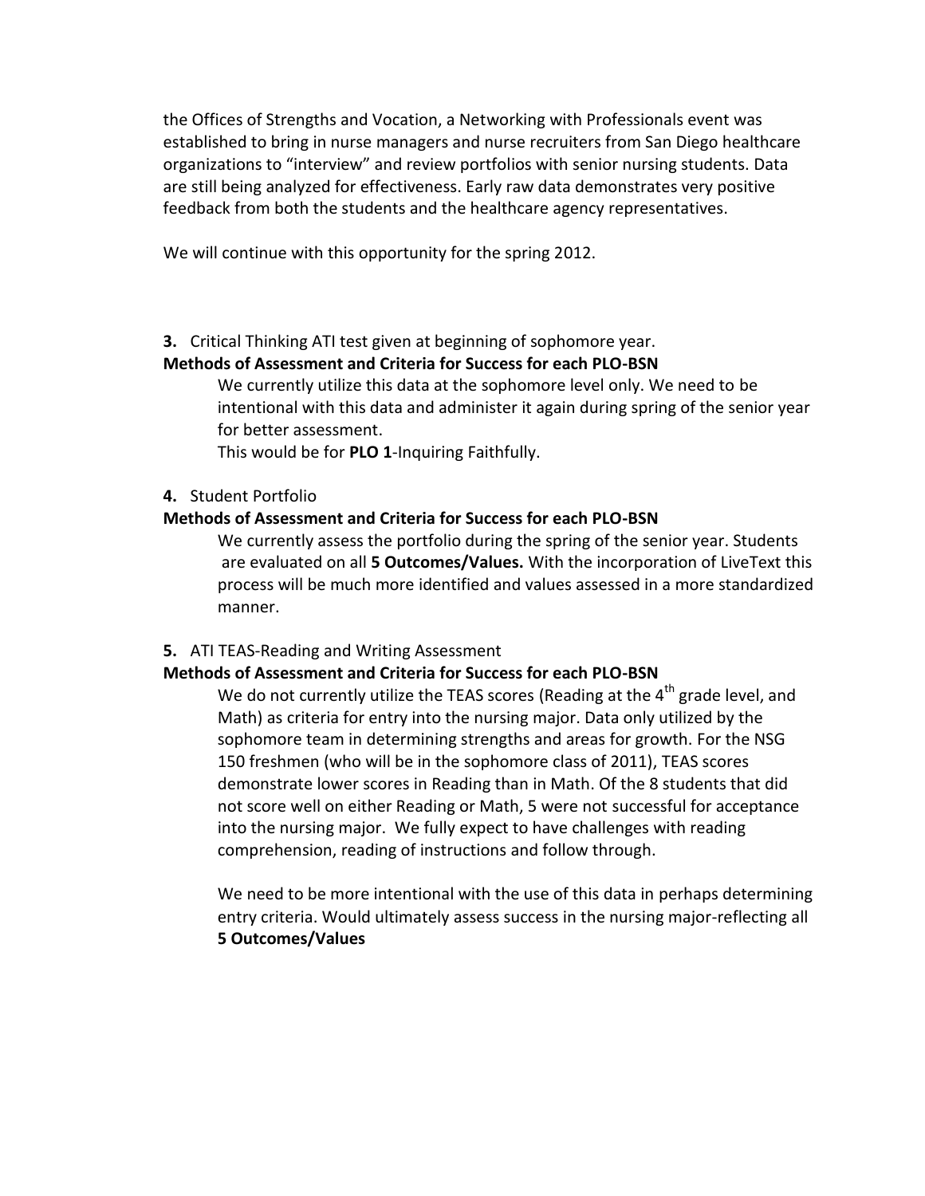the Offices of Strengths and Vocation, a Networking with Professionals event was established to bring in nurse managers and nurse recruiters from San Diego healthcare organizations to "interview" and review portfolios with senior nursing students. Data are still being analyzed for effectiveness. Early raw data demonstrates very positive feedback from both the students and the healthcare agency representatives.

We will continue with this opportunity for the spring 2012.

**3.** Critical Thinking ATI test given at beginning of sophomore year.

**Methods of Assessment and Criteria for Success for each PLO-BSN**

We currently utilize this data at the sophomore level only. We need to be intentional with this data and administer it again during spring of the senior year for better assessment.

This would be for **PLO 1**-Inquiring Faithfully.

**4.** Student Portfolio

**Methods of Assessment and Criteria for Success for each PLO-BSN**

We currently assess the portfolio during the spring of the senior year. Students are evaluated on all **5 Outcomes/Values.** With the incorporation of LiveText this process will be much more identified and values assessed in a more standardized manner.

**5.** ATI TEAS-Reading and Writing Assessment

**Methods of Assessment and Criteria for Success for each PLO-BSN**

We do not currently utilize the TEAS scores (Reading at the 4th grade level, and Math) as criteria for entry into the nursing major. Data only utilized by the sophomore team in determining strengths and areas for growth. For the NSG 150 freshmen (who will be in the sophomore class of 2011), TEAS scores demonstrate lower scores in Reading than in Math. Of the 8 students that did not score well on either Reading or Math, 5 were not successful for acceptance into the nursing major. We fully expect to have challenges with reading comprehension, reading of instructions and follow through.

We need to be more intentional with the use of this data in perhaps determining entry criteria. Would ultimately assess success in the nursing major-reflecting all **5 Outcomes/Values**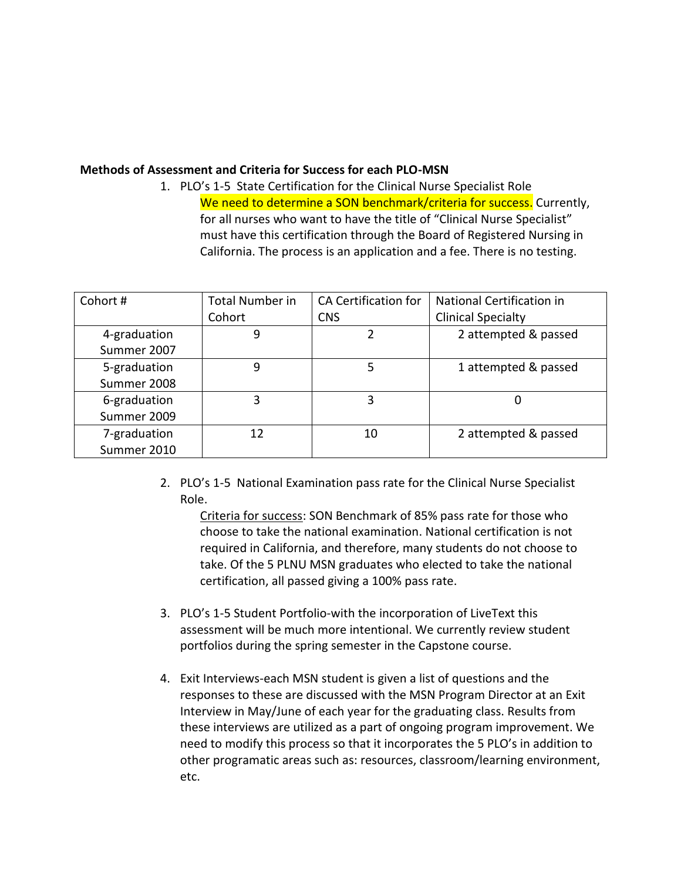**Methods of Assessment and Criteria for Success for each PLO-MSN**

1. PLO's 1-5 State Certification for the Clinical Nurse Specialist Role
   We need to determine a SON benchmark/criteria for success. Currently, for all nurses who want to have the title of "Clinical Nurse Specialist" must have this certification through the Board of Registered Nursing in California. The process is an application and a fee. There is no testing.

| Cohort # | Total Number in Cohort | CA Certification for CNS | National Certification in Clinical Specialty |
|---|---|---|---|
| 4-graduation Summer 2007 | 9 | 2 | 2 attempted & passed |
| 5-graduation Summer 2008 | 9 | 5 | 1 attempted & passed |
| 6-graduation Summer 2009 | 3 | 3 | 0 |
| 7-graduation Summer 2010 | 12 | 10 | 2 attempted & passed |

2. PLO's 1-5 National Examination pass rate for the Clinical Nurse Specialist Role.
   Criteria for success: SON Benchmark of 85% pass rate for those who choose to take the national examination. National certification is not required in California, and therefore, many students do not choose to take. Of the 5 PLNU MSN graduates who elected to take the national certification, all passed giving a 100% pass rate.

3. PLO's 1-5 Student Portfolio-with the incorporation of LiveText this assessment will be much more intentional. We currently review student portfolios during the spring semester in the Capstone course.

4. Exit Interviews-each MSN student is given a list of questions and the responses to these are discussed with the MSN Program Director at an Exit Interview in May/June of each year for the graduating class. Results from these interviews are utilized as a part of ongoing program improvement. We need to modify this process so that it incorporates the 5 PLO's in addition to other programatic areas such as: resources, classroom/learning environment, etc.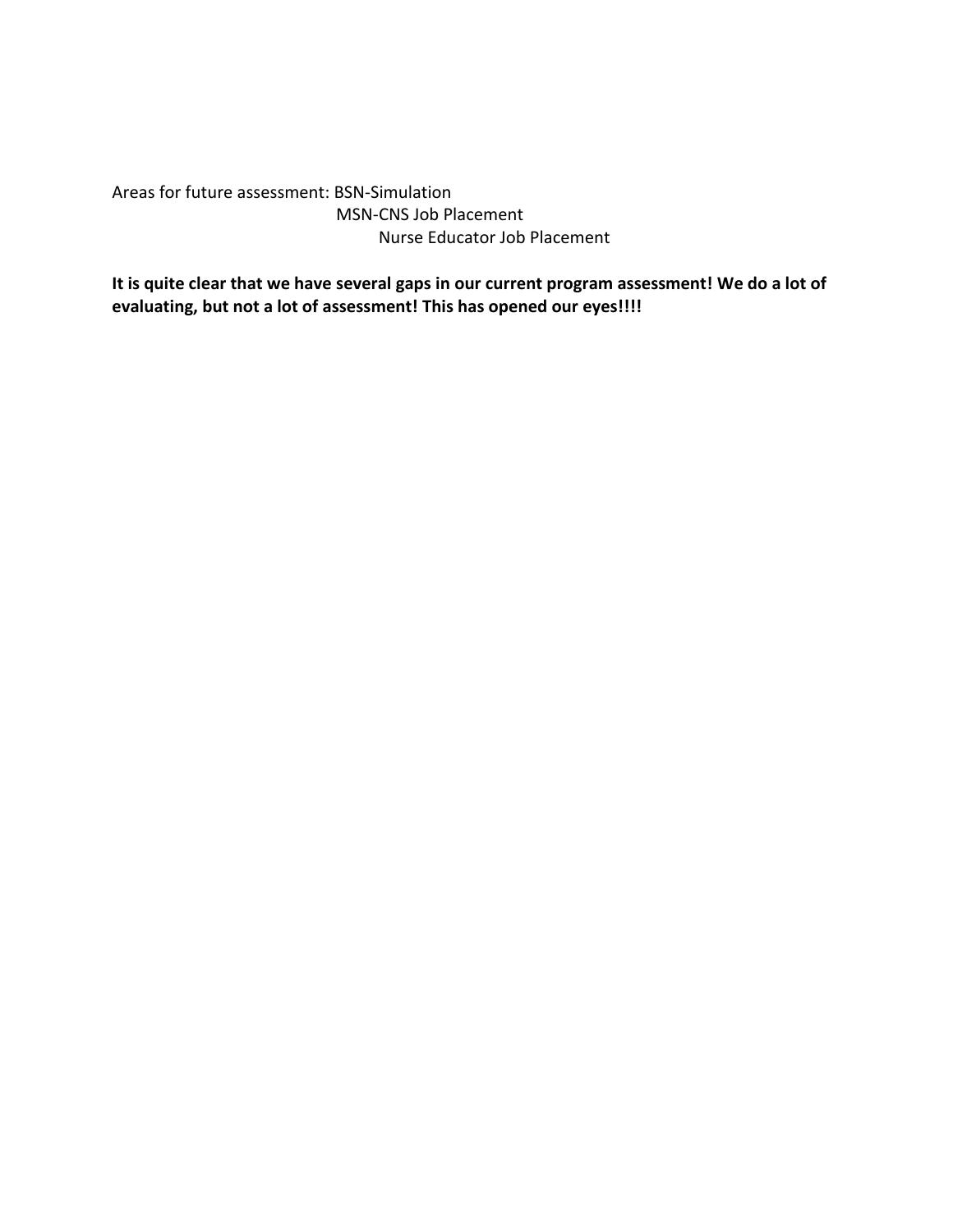Areas for future assessment: BSN-Simulation
MSN-CNS Job Placement
Nurse Educator Job Placement

**It is quite clear that we have several gaps in our current program assessment! We do a lot of evaluating, but not a lot of assessment! This has opened our eyes!!!!**